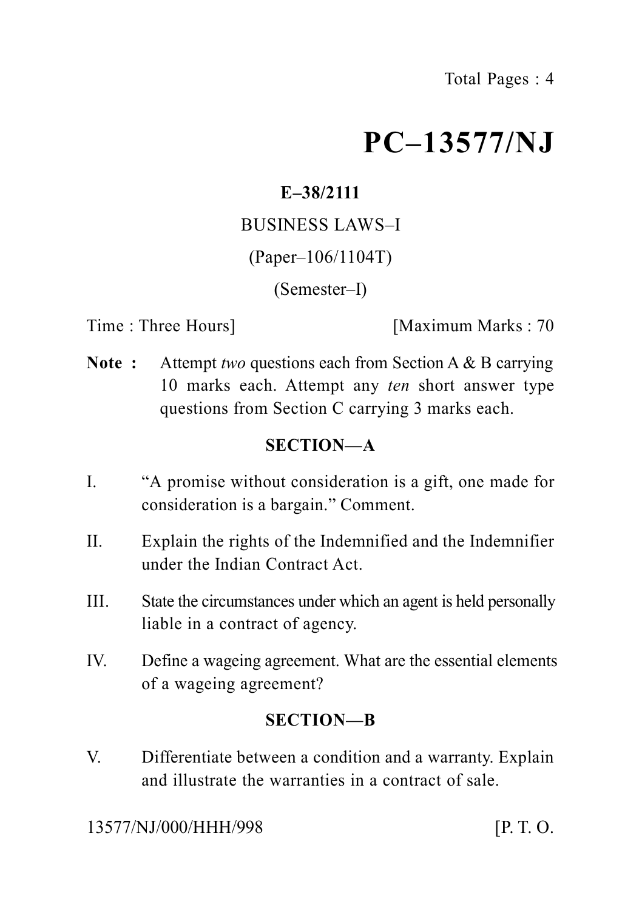Total Pages : 4

# PC–13577/NJ

**E–38/2111**

BUSINESS LAWS–I

(Paper–106/1104T)

(Semester–I)

Time : Three Hours] [Maximum Marks : 70

**Note :** Attempt *two* questions each from Section A & B carrying 10 marks each. Attempt any *ten* short answer type questions from Section C carrying 3 marks each.

## SECTION—A

I. "A promise without consideration is a gift, one made for consideration is a bargain." Comment.

II. Explain the rights of the Indemnified and the Indemnifier under the Indian Contract Act.

III. State the circumstances under which an agent is held personally liable in a contract of agency.

IV. Define a wageing agreement. What are the essential elements of a wageing agreement?

## SECTION—B

V. Differentiate between a condition and a warranty. Explain and illustrate the warranties in a contract of sale.

13577/NJ/000/HHH/998 [P. T. O.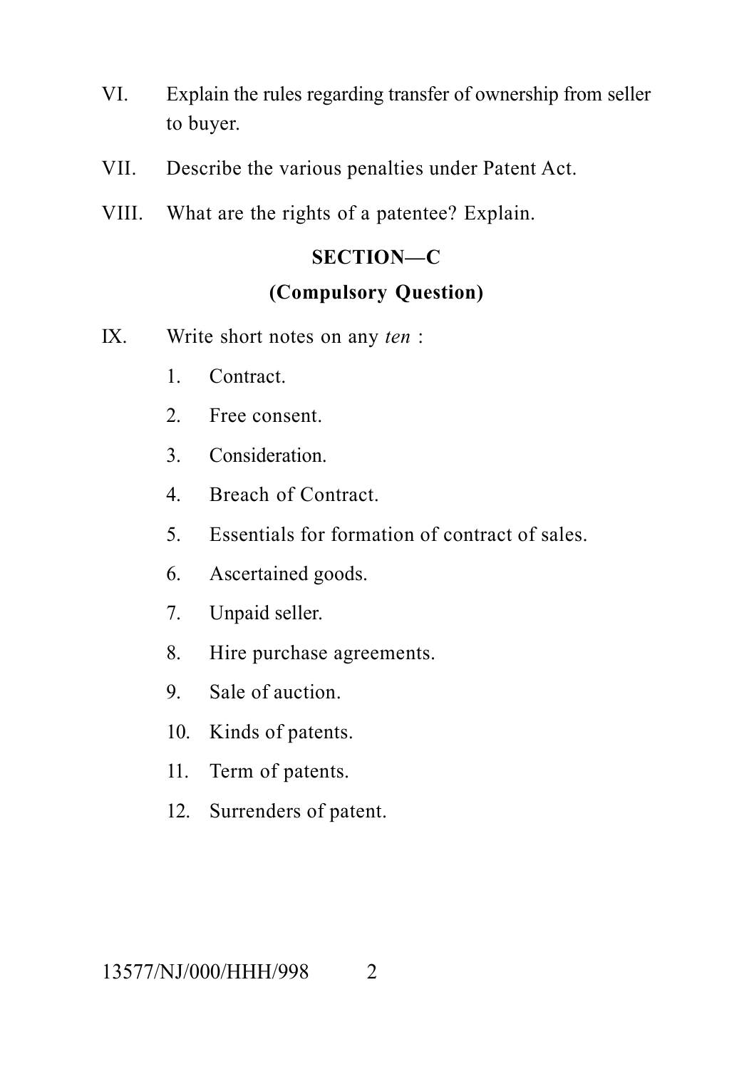VI. Explain the rules regarding transfer of ownership from seller to buyer.

VII. Describe the various penalties under Patent Act.

VIII. What are the rights of a patentee? Explain.

## SECTION—C

### (Compulsory Question)

IX. Write short notes on any *ten* :

1. Contract.
2. Free consent.
3. Consideration.
4. Breach of Contract.
5. Essentials for formation of contract of sales.
6. Ascertained goods.
7. Unpaid seller.
8. Hire purchase agreements.
9. Sale of auction.
10. Kinds of patents.
11. Term of patents.
12. Surrenders of patent.

13577/NJ/000/HHH/998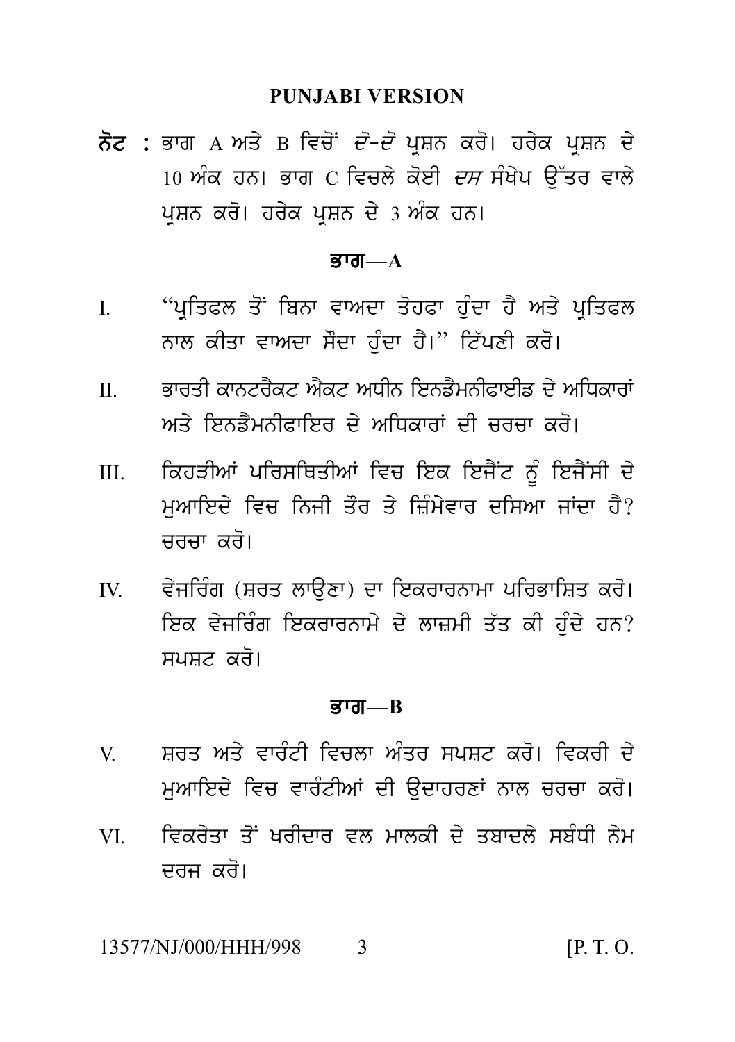## PUNJABI VERSION

**ਨੋਟ :** ਭਾਗ A ਅਤੇ B ਵਿਚੋਂ *ਦੋ-ਦੋ* ਪ੍ਰਸ਼ਨ ਕਰੋ। ਹਰੇਕ ਪ੍ਰਸ਼ਨ ਦੇ 10 ਅੰਕ ਹਨ। ਭਾਗ C ਵਿਚਲੇ ਕੋਈ *ਦਸ* ਸੰਖੇਪ ਉੱਤਰ ਵਾਲੇ ਪ੍ਰਸ਼ਨ ਕਰੋ। ਹਰੇਕ ਪ੍ਰਸ਼ਨ ਦੇ 3 ਅੰਕ ਹਨ।

### ਭਾਗ—A

I. "ਪ੍ਰਤਿਫਲ ਤੋਂ ਬਿਨਾ ਵਾਅਦਾ ਤੋਹਫਾ ਹੁੰਦਾ ਹੈ ਅਤੇ ਪ੍ਰਤਿਫਲ ਨਾਲ ਕੀਤਾ ਵਾਅਦਾ ਸੌਦਾ ਹੁੰਦਾ ਹੈ।" ਟਿੱਪਣੀ ਕਰੋ।

II. ਭਾਰਤੀ ਕਾਨਟਰੈਕਟ ਐਕਟ ਅਧੀਨ ਇਨਡੈਮਨੀਫਾਈਡ ਦੇ ਅਧਿਕਾਰਾਂ ਅਤੇ ਇਨਡੈਮਨੀਫਾਇਰ ਦੇ ਅਧਿਕਾਰਾਂ ਦੀ ਚਰਚਾ ਕਰੋ।

III. ਕਿਹੜੀਆਂ ਪਰਿਸਥਿਤੀਆਂ ਵਿਚ ਇਕ ਇਜੈਂਟ ਨੂੰ ਇਜੈਂਸੀ ਦੇ ਮੁਆਇਦੇ ਵਿਚ ਨਿਜੀ ਤੌਰ ਤੇ ਜ਼ਿੰਮੇਵਾਰ ਦਸਿਆ ਜਾਂਦਾ ਹੈ? ਚਰਚਾ ਕਰੋ।

IV. ਵੇਜਰਿੰਗ (ਸ਼ਰਤ ਲਾਉਣਾ) ਦਾ ਇਕਰਾਰਨਾਮਾ ਪਰਿਭਾਸ਼ਿਤ ਕਰੋ। ਇਕ ਵੇਜਰਿੰਗ ਇਕਰਾਰਨਾਮੇ ਦੇ ਲਾਜ਼ਮੀ ਤੱਤ ਕੀ ਹੁੰਦੇ ਹਨ? ਸਪਸ਼ਟ ਕਰੋ।

### ਭਾਗ—B

V. ਸ਼ਰਤ ਅਤੇ ਵਾਰੰਟੀ ਵਿਚਲਾ ਅੰਤਰ ਸਪਸ਼ਟ ਕਰੋ। ਵਿਕਰੀ ਦੇ ਮੁਆਇਦੇ ਵਿਚ ਵਾਰੰਟੀਆਂ ਦੀ ਉਦਾਹਰਣਾਂ ਨਾਲ ਚਰਚਾ ਕਰੋ।

VI. ਵਿਕਰੇਤਾ ਤੋਂ ਖਰੀਦਾਰ ਵਲ ਮਾਲਕੀ ਦੇ ਤਬਾਦਲੇ ਸਬੰਧੀ ਨੇਮ ਦਰਜ ਕਰੋ।

13577/NJ/000/HHH/998 [P. T. O.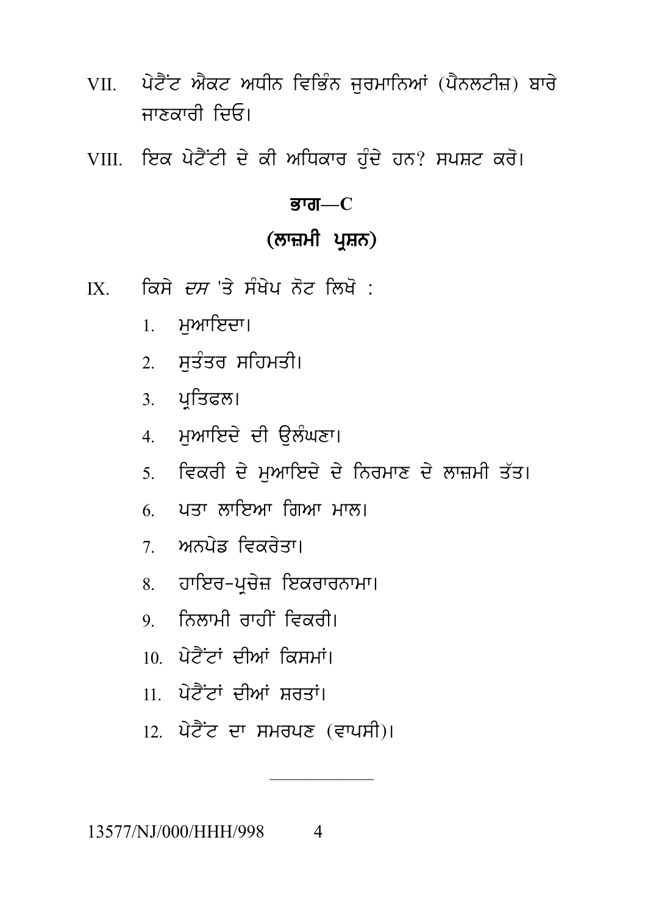VII. ਪੇਟੈਂਟ ਐਕਟ ਅਧੀਨ ਵਿਭਿੰਨ ਜੁਰਮਾਨਿਆਂ (ਪੈਨਲਟੀਜ਼) ਬਾਰੇ ਜਾਣਕਾਰੀ ਦਿਓ।

VIII. ਇਕ ਪੇਟੈਂਟੀ ਦੇ ਕੀ ਅਧਿਕਾਰ ਹੁੰਦੇ ਹਨ? ਸਪਸ਼ਟ ਕਰੋ।

## ਭਾਗ—C

## (ਲਾਜ਼ਮੀ ਪ੍ਰਸ਼ਨ)

IX. ਕਿਸੇ *ਦਸ* 'ਤੇ ਸੰਖੇਪ ਨੋਟ ਲਿਖੋ :

1. ਮੁਆਇਦਾ।
2. ਸੁਤੰਤਰ ਸਹਿਮਤੀ।
3. ਪ੍ਰਤਿਫਲ।
4. ਮੁਆਇਦੇ ਦੀ ਉਲੰਘਣਾ।
5. ਵਿਕਰੀ ਦੇ ਮੁਆਇਦੇ ਦੇ ਨਿਰਮਾਣ ਦੇ ਲਾਜ਼ਮੀ ਤੱਤ।
6. ਪਤਾ ਲਾਇਆ ਗਿਆ ਮਾਲ।
7. ਅਨਪੇਡ ਵਿਕਰੇਤਾ।
8. ਹਾਇਰ-ਪ੍ਰਚੇਜ਼ ਇਕਰਾਰਨਾਮਾ।
9. ਨਿਲਾਮੀ ਰਾਹੀਂ ਵਿਕਰੀ।
10. ਪੇਟੈਂਟਾਂ ਦੀਆਂ ਕਿਸਮਾਂ।
11. ਪੇਟੈਂਟਾਂ ਦੀਆਂ ਸ਼ਰਤਾਂ।
12. ਪੇਟੈਂਟ ਦਾ ਸਮਰਪਣ (ਵਾਪਸੀ)।

---

13577/NJ/000/HHH/998